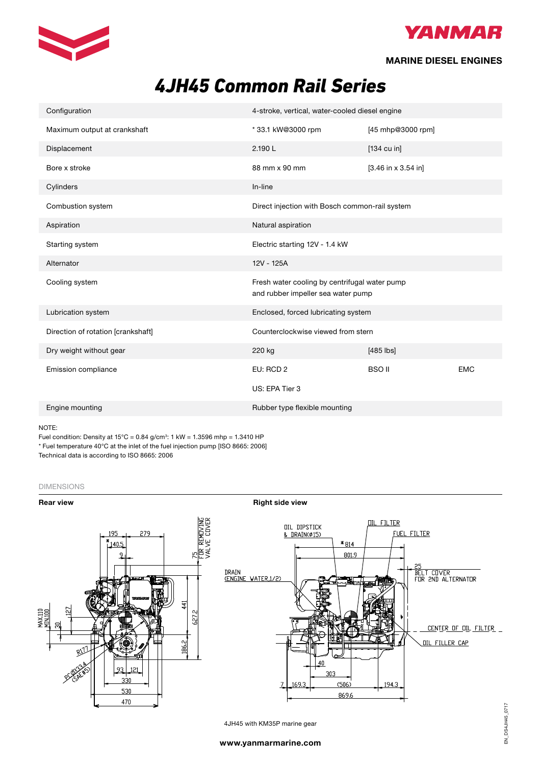YANMAR

MARINE DIESEL ENGINES

# 4JH45 Common Rail Series

| | | | |
|---|---|---|---|
| Configuration | 4-stroke, vertical, water-cooled diesel engine | | |
| Maximum output at crankshaft | * 33.1 kW@3000 rpm | [45 mhp@3000 rpm] | |
| Displacement | 2.190 L | [134 cu in] | |
| Bore x stroke | 88 mm x 90 mm | [3.46 in x 3.54 in] | |
| Cylinders | In-line | | |
| Combustion system | Direct injection with Bosch common-rail system | | |
| Aspiration | Natural aspiration | | |
| Starting system | Electric starting 12V - 1.4 kW | | |
| Alternator | 12V - 125A | | |
| Cooling system | Fresh water cooling by centrifugal water pump and rubber impeller sea water pump | | |
| Lubrication system | Enclosed, forced lubricating system | | |
| Direction of rotation [crankshaft] | Counterclockwise viewed from stern | | |
| Dry weight without gear | 220 kg | [485 lbs] | |
| Emission compliance | EU: RCD 2 | BSO II | EMC |
| | US: EPA Tier 3 | | |
| Engine mounting | Rubber type flexible mounting | | |

NOTE:
Fuel condition: Density at 15°C = 0.84 g/cm³: 1 kW = 1.3596 mhp = 1.3410 HP
* Fuel temperature 40°C at the inlet of the fuel injection pump [ISO 8665: 2006]
Technical data is according to ISO 8665: 2006

DIMENSIONS

**Rear view**

**Right side view**

4JH45 with KM35P marine gear

www.yanmarmarine.com

EN_DS4JH45_0717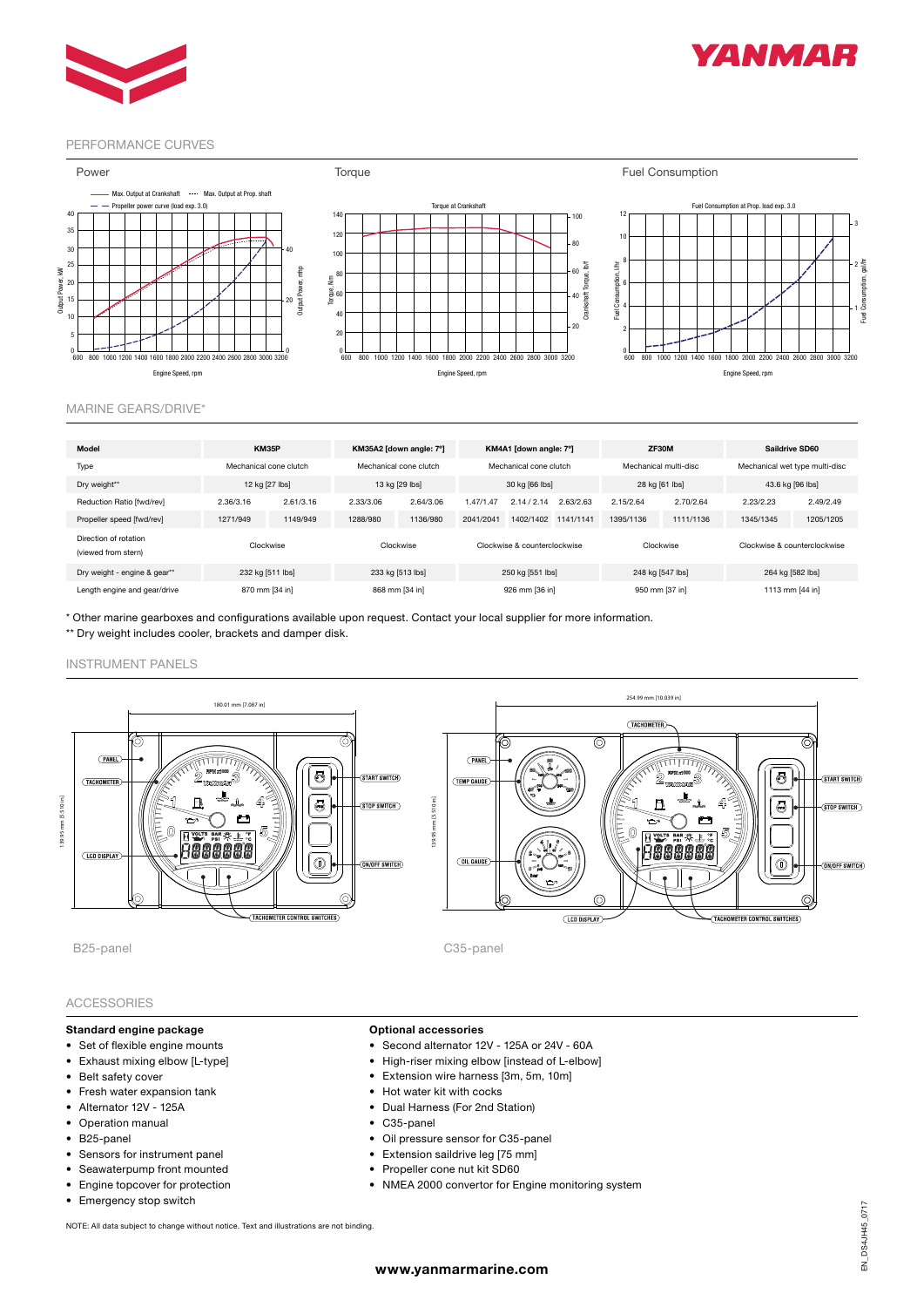## PERFORMANCE CURVES

### Power

Max. Output at Crankshaft
Max. Output at Prop. shaft
Propeller power curve (load exp. 3.0)

Output Power, kW
0 5 10 15 20 25 30 35 40

Output Power, mhp
0 20 40

600 800 1000 1200 1400 1600 1800 2000 2200 2400 2600 2800 3000 3200
Engine Speed, rpm

### Torque

Torque at Crankshaft

Torque, Nm
0 20 40 60 80 100 120 140

Crankshaft Torque, lbf
20 40 60 80 100

600 800 1000 1200 1400 1600 1800 2000 2200 2400 2600 2800 3000 3200
Engine Speed, rpm

### Fuel Consumption

Fuel Consumption at Prop. load exp. 3.0

Fuel Consumption, l/hr
0 2 4 6 8 10 12

Fuel Consumption, gal/hr
1 2 3

600 800 1000 1200 1400 1600 1800 2000 2200 2400 2600 2800 3000 3200
Engine Speed, rpm

## MARINE GEARS/DRIVE*

| Model | KM35P | | KM35A2 [down angle: 7°] | | KM4A1 [down angle: 7°] | | | ZF30M | | Saildrive SD60 | |
|---|---|---|---|---|---|---|---|---|---|---|---|
| Type | Mechanical cone clutch | | Mechanical cone clutch | | Mechanical cone clutch | | | Mechanical multi-disc | | Mechanical wet type multi-disc | |
| Dry weight** | 12 kg [27 lbs] | | 13 kg [29 lbs] | | 30 kg [66 lbs] | | | 28 kg [61 lbs] | | 43.6 kg [96 lbs] | |
| Reduction Ratio [fwd/rev] | 2.36/3.16 | 2.61/3.16 | 2.33/3.06 | 2.64/3.06 | 1.47/1.47 | 2.14 / 2.14 | 2.63/2.63 | 2.15/2.64 | 2.70/2.64 | 2.23/2.23 | 2.49/2.49 |
| Propeller speed [fwd/rev] | 1271/949 | 1149/949 | 1288/980 | 1136/980 | 2041/2041 | 1402/1402 | 1141/1141 | 1395/1136 | 1111/1136 | 1345/1345 | 1205/1205 |
| Direction of rotation (viewed from stern) | Clockwise | | Clockwise | | Clockwise & counterclockwise | | | Clockwise | | Clockwise & counterclockwise | |
| Dry weight - engine & gear** | 232 kg [511 lbs] | | 233 kg [513 lbs] | | 250 kg [551 lbs] | | | 248 kg [547 lbs] | | 264 kg [582 lbs] | |
| Length engine and gear/drive | 870 mm [34 in] | | 868 mm [34 in] | | 926 mm [36 in] | | | 950 mm [37 in] | | 1113 mm [44 in] | |

\* Other marine gearboxes and configurations available upon request. Contact your local supplier for more information.
** Dry weight includes cooler, brackets and damper disk.

## INSTRUMENT PANELS

180.01 mm [7.087 in]
139.95 mm [5.510 in]
PANEL
TACHOMETER
LCD DISPLAY
START SWITCH
STOP SWITCH
ON/OFF SWITCH
TACHOMETER CONTROL SWITCHES

B25-panel

254.99 mm [10.039 in]
139.95 mm [5.510 in]
TACHOMETER
PANEL
TEMP GAUGE
OIL GAUGE
LCD DISPLAY
START SWITCH
STOP SWITCH
ON/OFF SWITCH
TACHOMETER CONTROL SWITCHES

C35-panel

## ACCESSORIES

**Standard engine package**
- Set of flexible engine mounts
- Exhaust mixing elbow [L-type]
- Belt safety cover
- Fresh water expansion tank
- Alternator 12V - 125A
- Operation manual
- B25-panel
- Sensors for instrument panel
- Seawaterpump front mounted
- Engine topcover for protection
- Emergency stop switch

**Optional accessories**
- Second alternator 12V - 125A or 24V - 60A
- High-riser mixing elbow [instead of L-elbow]
- Extension wire harness [3m, 5m, 10m]
- Hot water kit with cocks
- Dual Harness (For 2nd Station)
- C35-panel
- Oil pressure sensor for C35-panel
- Extension saildrive leg [75 mm]
- Propeller cone nut kit SD60
- NMEA 2000 convertor for Engine monitoring system

NOTE: All data subject to change without notice. Text and illustrations are not binding.

www.yanmarmarine.com

EN_DS4JH45_0717